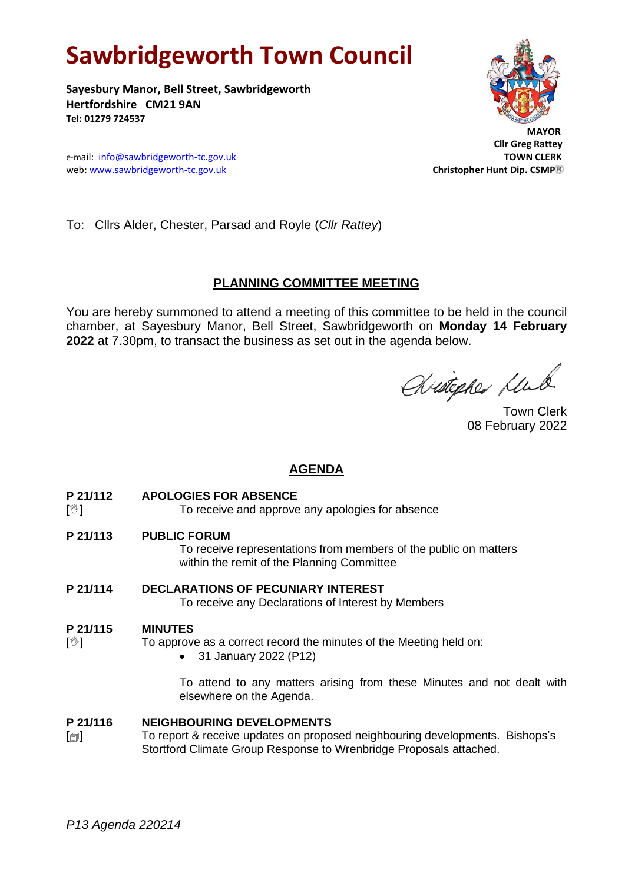# Sawbridgeworth Town Council

**Sayesbury Manor, Bell Street, Sawbridgeworth**
**Hertfordshire CM21 9AN**
**Tel: 01279 724537**

e-mail: info@sawbridgeworth-tc.gov.uk
web: www.sawbridgeworth-tc.gov.uk

**MAYOR**
**Cllr Greg Rattey**
**TOWN CLERK**
**Christopher Hunt Dip. CSMP®**

---

To: Cllrs Alder, Chester, Parsad and Royle (*Cllr Rattey*)

## PLANNING COMMITTEE MEETING

You are hereby summoned to attend a meeting of this committee to be held in the council chamber, at Sayesbury Manor, Bell Street, Sawbridgeworth on **Monday 14 February 2022** at 7.30pm, to transact the business as set out in the agenda below.

Town Clerk
08 February 2022

## AGENDA

**P 21/112 APOLOGIES FOR ABSENCE**
[✋] To receive and approve any apologies for absence

**P 21/113 PUBLIC FORUM**
To receive representations from members of the public on matters within the remit of the Planning Committee

**P 21/114 DECLARATIONS OF PECUNIARY INTEREST**
To receive any Declarations of Interest by Members

**P 21/115 MINUTES**
[✋] To approve as a correct record the minutes of the Meeting held on:

- 31 January 2022 (P12)

To attend to any matters arising from these Minutes and not dealt with elsewhere on the Agenda.

**P 21/116 NEIGHBOURING DEVELOPMENTS**
[▤] To report & receive updates on proposed neighbouring developments. Bishops's Stortford Climate Group Response to Wrenbridge Proposals attached.

*P13 Agenda 220214*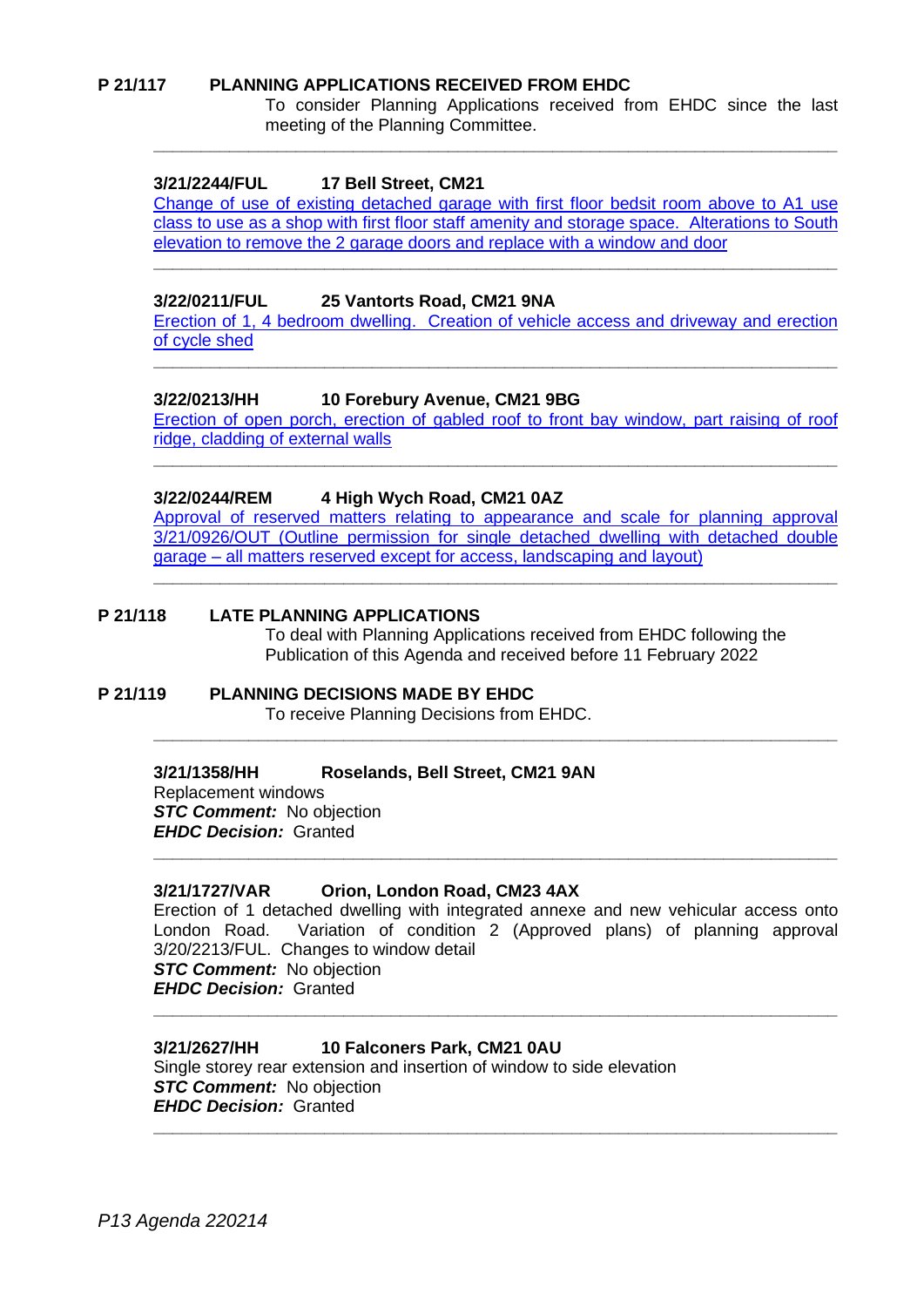**P 21/117 PLANNING APPLICATIONS RECEIVED FROM EHDC**

To consider Planning Applications received from EHDC since the last meeting of the Planning Committee.

---

**3/21/2244/FUL 17 Bell Street, CM21**

Change of use of existing detached garage with first floor bedsit room above to A1 use class to use as a shop with first floor staff amenity and storage space. Alterations to South elevation to remove the 2 garage doors and replace with a window and door

---

**3/22/0211/FUL 25 Vantorts Road, CM21 9NA**

Erection of 1, 4 bedroom dwelling. Creation of vehicle access and driveway and erection of cycle shed

---

**3/22/0213/HH 10 Forebury Avenue, CM21 9BG**

Erection of open porch, erection of gabled roof to front bay window, part raising of roof ridge, cladding of external walls

---

**3/22/0244/REM 4 High Wych Road, CM21 0AZ**

Approval of reserved matters relating to appearance and scale for planning approval 3/21/0926/OUT (Outline permission for single detached dwelling with detached double garage – all matters reserved except for access, landscaping and layout)

---

**P 21/118 LATE PLANNING APPLICATIONS**

To deal with Planning Applications received from EHDC following the Publication of this Agenda and received before 11 February 2022

**P 21/119 PLANNING DECISIONS MADE BY EHDC**

To receive Planning Decisions from EHDC.

---

**3/21/1358/HH Roselands, Bell Street, CM21 9AN**

Replacement windows
***STC Comment:*** No objection
***EHDC Decision:*** Granted

---

**3/21/1727/VAR Orion, London Road, CM23 4AX**

Erection of 1 detached dwelling with integrated annexe and new vehicular access onto London Road. Variation of condition 2 (Approved plans) of planning approval 3/20/2213/FUL. Changes to window detail
***STC Comment:*** No objection
***EHDC Decision:*** Granted

---

**3/21/2627/HH 10 Falconers Park, CM21 0AU**

Single storey rear extension and insertion of window to side elevation
***STC Comment:*** No objection
***EHDC Decision:*** Granted

---

*P13 Agenda 220214*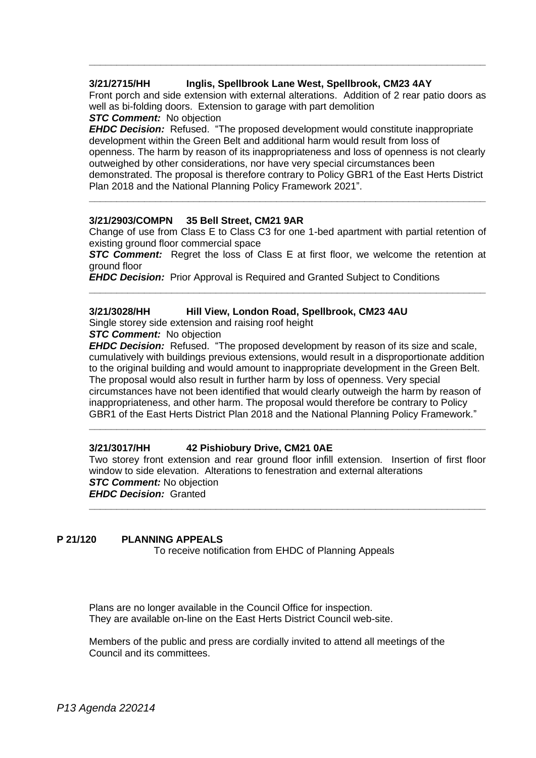---

**3/21/2715/HH Inglis, Spellbrook Lane West, Spellbrook, CM23 4AY**

Front porch and side extension with external alterations. Addition of 2 rear patio doors as well as bi-folding doors. Extension to garage with part demolition

***STC Comment:*** No objection

***EHDC Decision:*** Refused. "The proposed development would constitute inappropriate development within the Green Belt and additional harm would result from loss of openness. The harm by reason of its inappropriateness and loss of openness is not clearly outweighed by other considerations, nor have very special circumstances been demonstrated. The proposal is therefore contrary to Policy GBR1 of the East Herts District Plan 2018 and the National Planning Policy Framework 2021".

---

**3/21/2903/COMPN 35 Bell Street, CM21 9AR**

Change of use from Class E to Class C3 for one 1-bed apartment with partial retention of existing ground floor commercial space

***STC Comment:*** Regret the loss of Class E at first floor, we welcome the retention at ground floor

***EHDC Decision:*** Prior Approval is Required and Granted Subject to Conditions

---

**3/21/3028/HH Hill View, London Road, Spellbrook, CM23 4AU**

Single storey side extension and raising roof height

***STC Comment:*** No objection

***EHDC Decision:*** Refused. "The proposed development by reason of its size and scale, cumulatively with buildings previous extensions, would result in a disproportionate addition to the original building and would amount to inappropriate development in the Green Belt. The proposal would also result in further harm by loss of openness. Very special circumstances have not been identified that would clearly outweigh the harm by reason of inappropriateness, and other harm. The proposal would therefore be contrary to Policy GBR1 of the East Herts District Plan 2018 and the National Planning Policy Framework."

---

**3/21/3017/HH 42 Pishiobury Drive, CM21 0AE**

Two storey front extension and rear ground floor infill extension. Insertion of first floor window to side elevation. Alterations to fenestration and external alterations

***STC Comment:*** No objection

***EHDC Decision:*** Granted

---

**P 21/120 PLANNING APPEALS**

To receive notification from EHDC of Planning Appeals

Plans are no longer available in the Council Office for inspection.
They are available on-line on the East Herts District Council web-site.

Members of the public and press are cordially invited to attend all meetings of the Council and its committees.

*P13 Agenda 220214*